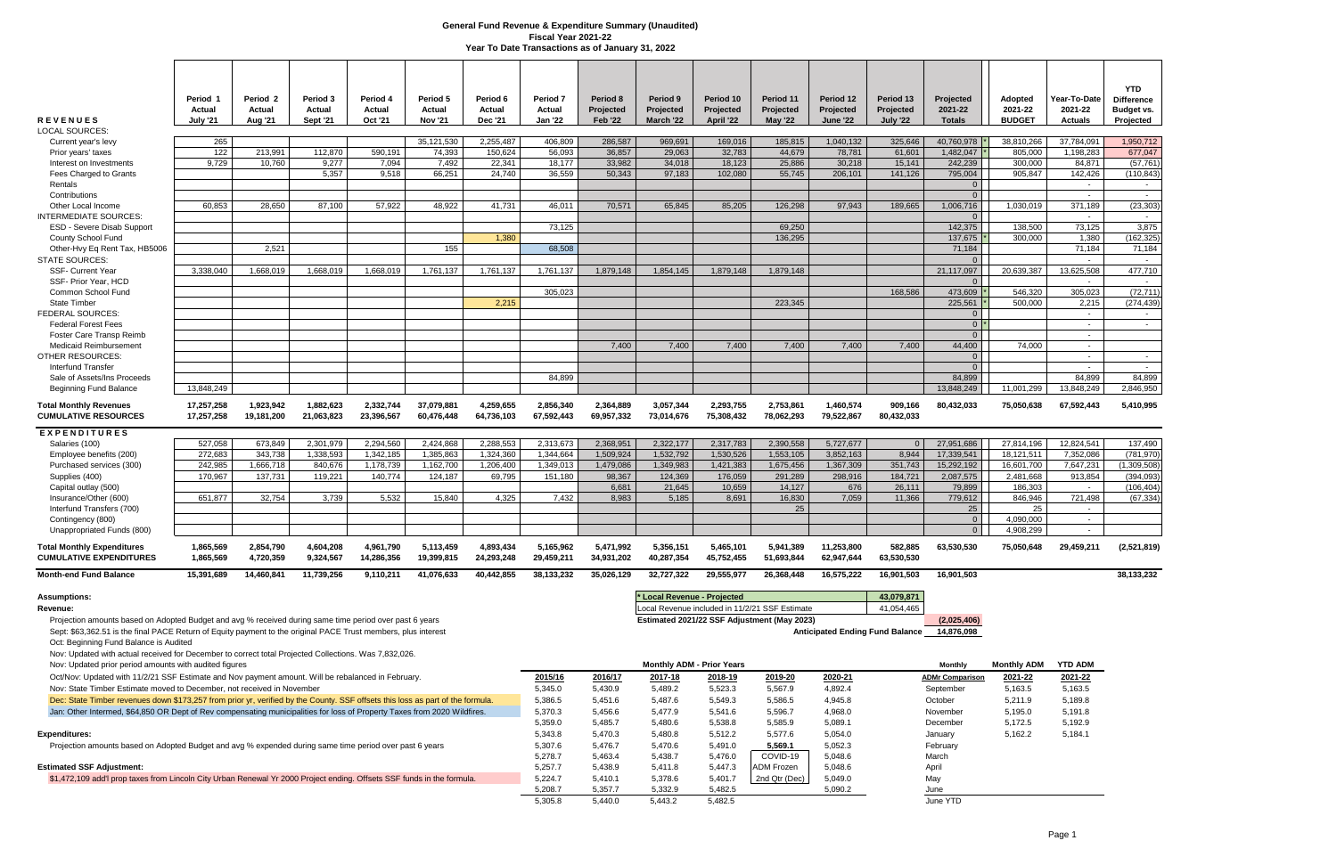# General Fund Revenue & Expenditure Summary (Unaudited)

**Fiscal Year 2021-22**

**Year To Date Transactions as of January 31, 2022**

| REVENUES | Period 1 Actual July '21 | Period 2 Actual Aug '21 | Period 3 Actual Sept '21 | Period 4 Actual Oct '21 | Period 5 Actual Nov '21 | Period 6 Actual Dec '21 | Period 7 Actual Jan '22 | Period 8 Projected Feb '22 | Period 9 Projected March '22 | Period 10 Projected April '22 | Period 11 Projected May '22 | Period 12 Projected June '22 | Period 13 Projected July '22 | Projected 2021-22 Totals | Adopted 2021-22 BUDGET | Year-To-Date 2021-22 Actuals | YTD Difference Budget vs. Projected |
|---|---|---|---|---|---|---|---|---|---|---|---|---|---|---|---|---|---|
| LOCAL SOURCES: | | | | | | | | | | | | | | | | | |
| Current year's levy | 265 | | | | 35,121,530 | 2,255,487 | 406,809 | 286,587 | 969,691 | 169,016 | 185,815 | 1,040,132 | 325,646 | 40,760,978 * | 38,810,266 | 37,784,091 | 1,950,712 |
| Prior years' taxes | 122 | 213,991 | 112,870 | 590,191 | 74,393 | 150,624 | 56,093 | 36,857 | 29,063 | 32,783 | 44,679 | 78,781 | 61,601 | 1,482,047 * | 805,000 | 1,198,283 | 677,047 |
| Interest on Investments | 9,729 | 10,760 | 9,277 | 7,094 | 7,492 | 22,341 | 18,177 | 33,982 | 34,018 | 18,123 | 25,886 | 30,218 | 15,141 | 242,239 | 300,000 | 84,871 | (57,761) |
| Fees Charged to Grants | | | 5,357 | 9,518 | 66,251 | 24,740 | 36,559 | 50,343 | 97,183 | 102,080 | 55,745 | 206,101 | 141,126 | 795,004 | 905,847 | 142,426 | (110,843) |
| Rentals | | | | | | | | | | | | | | 0 | | - | - |
| Contributions | | | | | | | | | | | | | | 0 | | - | - |
| Other Local Income | 60,853 | 28,650 | 87,100 | 57,922 | 48,922 | 41,731 | 46,011 | 70,571 | 65,845 | 85,205 | 126,298 | 97,943 | 189,665 | 1,006,716 | 1,030,019 | 371,189 | (23,303) |
| INTERMEDIATE SOURCES: | | | | | | | | | | | | | | 0 | | - | - |
| ESD - Severe Disab Support | | | | | | | 73,125 | | | | 69,250 | | | 142,375 | 138,500 | 73,125 | 3,875 |
| County School Fund | | | | | | 1,380 | | | | | 136,295 | | | 137,675 | 300,000 | 1,380 | (162,325) |
| Other-Hwy Eq Rent Tax, HB5006 | | 2,521 | | | 155 | | 68,508 | | | | | | | 71,184 | | 71,184 | 71,184 |
| STATE SOURCES: | | | | | | | | | | | | | | 0 | | - | - |
| SSF- Current Year | 3,338,040 | 1,668,019 | 1,668,019 | 1,668,019 | 1,761,137 | 1,761,137 | 1,761,137 | 1,879,148 | 1,854,145 | 1,879,148 | 1,879,148 | | | 21,117,097 | 20,639,387 | 13,625,508 | 477,710 |
| SSF- Prior Year, HCD | | | | | | | | | | | | | | 0 | | - | - |
| Common School Fund | | | | | | | 305,023 | | | | | | 168,586 | 473,609 * | 546,320 | 305,023 | (72,711) |
| State Timber | | | | | | 2,215 | | | | | 223,345 | | | 225,561 * | 500,000 | 2,215 | (274,439) |
| FEDERAL SOURCES: | | | | | | | | | | | | | | 0 | | - | - |
| Federal Forest Fees | | | | | | | | | | | | | | 0 * | | - | - |
| Foster Care Transp Reimb | | | | | | | | | | | | | | 0 | | - | |
| Medicaid Reimbursement | | | | | | | | 7,400 | 7,400 | 7,400 | 7,400 | 7,400 | 7,400 | 44,400 | 74,000 | - | |
| OTHER RESOURCES: | | | | | | | | | | | | | | 0 | | - | - |
| Interfund Transfer | | | | | | | | | | | | | | 0 | | - | - |
| Sale of Assets/Ins Proceeds | | | | | | | 84,899 | | | | | | | 84,899 | | 84,899 | 84,899 |
| Beginning Fund Balance | 13,848,249 | | | | | | | | | | | | | 13,848,249 | 11,001,299 | 13,848,249 | 2,846,950 |
| **Total Monthly Revenues** | 17,257,258 | 1,923,942 | 1,882,623 | 2,332,744 | 37,079,881 | 4,259,655 | 2,856,340 | 2,364,889 | 3,057,344 | 2,293,755 | 2,753,861 | 1,460,574 | 909,166 | 80,432,033 | 75,050,638 | 67,592,443 | 5,410,995 |
| **CUMULATIVE RESOURCES** | 17,257,258 | 19,181,200 | 21,063,823 | 23,396,567 | 60,476,448 | 64,736,103 | 67,592,443 | 69,957,332 | 73,014,676 | 75,308,432 | 78,062,293 | 79,522,867 | 80,432,033 | | | | |
| **EXPENDITURES** | | | | | | | | | | | | | | | | | |
| Salaries (100) | 527,058 | 673,849 | 2,301,979 | 2,294,560 | 2,424,868 | 2,288,553 | 2,313,673 | 2,368,951 | 2,322,177 | 2,317,783 | 2,390,558 | 5,727,677 | 0 | 27,951,686 | 27,814,196 | 12,824,541 | 137,490 |
| Employee benefits (200) | 272,683 | 343,738 | 1,338,593 | 1,342,185 | 1,385,863 | 1,324,360 | 1,344,664 | 1,509,924 | 1,532,792 | 1,530,526 | 1,553,105 | 3,852,163 | 8,944 | 17,339,541 | 18,121,511 | 7,352,086 | (781,970) |
| Purchased services (300) | 242,985 | 1,666,718 | 840,676 | 1,178,739 | 1,162,700 | 1,206,400 | 1,349,013 | 1,479,086 | 1,349,983 | 1,421,383 | 1,675,456 | 1,367,309 | 351,743 | 15,292,192 | 16,601,700 | 7,647,231 | (1,309,508) |
| Supplies (400) | 170,967 | 137,731 | 119,221 | 140,774 | 124,187 | 69,795 | 151,180 | 98,367 | 124,369 | 176,059 | 291,289 | 298,916 | 184,721 | 2,087,575 | 2,481,668 | 913,854 | (394,093) |
| Capital outlay (500) | | | | | | | | 6,681 | 21,645 | 10,659 | 14,127 | 676 | 26,111 | 79,899 | 186,303 | - | (106,404) |
| Insurance/Other (600) | 651,877 | 32,754 | 3,739 | 5,532 | 15,840 | 4,325 | 7,432 | 8,983 | 5,185 | 8,691 | 16,830 | 7,059 | 11,366 | 779,612 | 846,946 | 721,498 | (67,334) |
| Interfund Transfers (700) | | | | | | | | | | | 25 | | | 25 | 25 | - | |
| Contingency (800) | | | | | | | | | | | | | | 0 | 4,090,000 | - | |
| Unappropriated Funds (800) | | | | | | | | | | | | | | 0 | 4,908,299 | - | |
| **Total Monthly Expenditures** | 1,865,569 | 2,854,790 | 4,604,208 | 4,961,790 | 5,113,459 | 4,893,434 | 5,165,962 | 5,471,992 | 5,356,151 | 5,465,101 | 5,941,389 | 11,253,800 | 582,885 | 63,530,530 | 75,050,648 | 29,459,211 | (2,521,819) |
| **CUMULATIVE EXPENDITURES** | 1,865,569 | 4,720,359 | 9,324,567 | 14,286,356 | 19,399,815 | 24,293,248 | 29,459,211 | 34,931,202 | 40,287,354 | 45,752,455 | 51,693,844 | 62,947,644 | 63,530,530 | | | | |
| **Month-end Fund Balance** | 15,391,689 | 14,460,841 | 11,739,256 | 9,110,211 | 41,076,633 | 40,442,855 | 38,133,232 | 35,026,129 | 32,727,322 | 29,555,977 | 26,368,448 | 16,575,222 | 16,901,503 | 16,901,503 | | | 38,133,232 |

| | |
|---|---|
| * Local Revenue - Projected | 43,079,871 |
| Local Revenue included in 11/2/21 SSF Estimate | 41,054,465 |
| **Estimated 2021/22 SSF Adjustment (May 2023)** | (2,025,406) |
| **Anticipated Ending Fund Balance** | 14,876,098 |

**Assumptions:**

**Revenue:**

Projection amounts based on Adopted Budget and avg % received during same time period over past 6 years

Sept: $63,362.51 is the final PACE Return of Equity payment to the original PACE Trust members, plus interest

Oct: Beginning Fund Balance is Audited

Nov: Updated with actual received for December to correct total Projected Collections. Was 7,832,026.

Nov: Updated prior period amounts with audited figures

Oct/Nov: Updated with 11/2/21 SSF Estimate and Nov payment amount. Will be rebalanced in February.

Nov: State Timber Estimate moved to December, not received in November

Dec: State Timber revenues down $173,257 from prior yr, verified by the County. SSF offsets this loss as part of the formula.

Jan: Other Intermed, $64,850 OR Dept of Rev compensating municipalities for loss of Property Taxes from 2020 Wildfires.

**Expenditures:**

Projection amounts based on Adopted Budget and avg % expended during same time period over past 6 years

**Estimated SSF Adjustment:**

$1,472,109 add'l prop taxes from Lincoln City Urban Renewal Yr 2000 Project ending. Offsets SSF funds in the formula.

| Monthly ADM - Prior Years | | | | | | | | | |
|---|---|---|---|---|---|---|---|---|---|
| 2015/16 | 2016/17 | 2017-18 | 2018-19 | 2019-20 | 2020-21 | Monthly ADMr Comparison | Monthly ADM 2021-22 | YTD ADM 2021-22 |
| 5,345.0 | 5,430.9 | 5,489.2 | 5,523.3 | 5,567.9 | 4,892.4 | September | 5,163.5 | 5,163.5 |
| 5,386.5 | 5,451.6 | 5,487.6 | 5,549.3 | 5,586.5 | 4,945.8 | October | 5,211.9 | 5,189.8 |
| 5,370.3 | 5,456.6 | 5,477.9 | 5,541.6 | 5,596.7 | 4,968.0 | November | 5,195.0 | 5,191.8 |
| 5,359.0 | 5,485.7 | 5,480.6 | 5,538.8 | 5,585.9 | 5,089.1 | December | 5,172.5 | 5,192.9 |
| 5,343.8 | 5,470.3 | 5,480.8 | 5,512.2 | 5,577.6 | 5,054.0 | January | 5,162.2 | 5,184.1 |
| 5,307.6 | 5,476.7 | 5,470.6 | 5,491.0 | 5,569.1 | 5,052.3 | February | | |
| 5,278.7 | 5,463.4 | 5,438.7 | 5,476.0 | COVID-19 | 5,048.6 | March | | |
| 5,257.7 | 5,438.9 | 5,411.8 | 5,447.3 | ADM Frozen | 5,048.6 | April | | |
| 5,224.7 | 5,410.1 | 5,378.6 | 5,401.7 | 2nd Qtr (Dec) | 5,049.0 | May | | |
| 5,208.7 | 5,357.7 | 5,332.9 | 5,482.5 | | 5,090.2 | June | | |
| 5,305.8 | 5,440.0 | 5,443.2 | 5,482.5 | | | June YTD | | |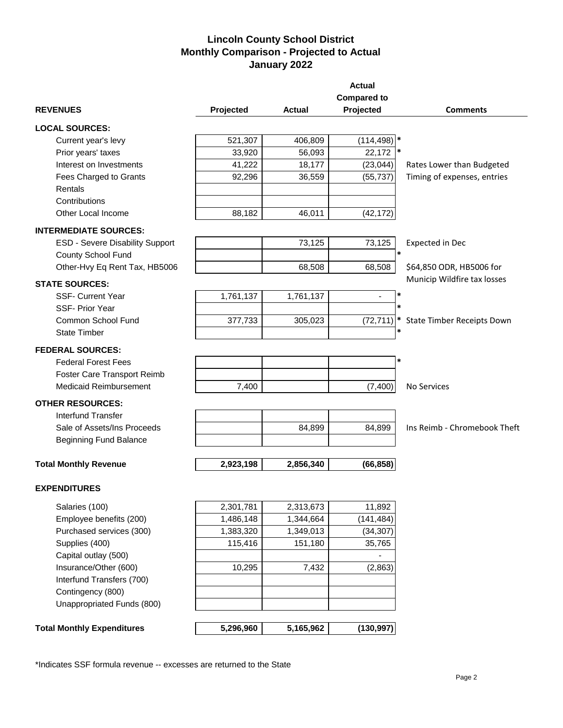# Lincoln County School District
## Monthly Comparison - Projected to Actual
## January 2022

| REVENUES | Projected | Actual | Actual Compared to Projected | | Comments |
|---|---|---|---|---|---|
| **LOCAL SOURCES:** | | | | | |
| Current year's levy | 521,307 | 406,809 | (114,498) | * | |
| Prior years' taxes | 33,920 | 56,093 | 22,172 | * | |
| Interest on Investments | 41,222 | 18,177 | (23,044) | | Rates Lower than Budgeted |
| Fees Charged to Grants | 92,296 | 36,559 | (55,737) | | Timing of expenses, entries |
| Rentals | | | | | |
| Contributions | | | | | |
| Other Local Income | 88,182 | 46,011 | (42,172) | | |
| **INTERMEDIATE SOURCES:** | | | | | |
| ESD - Severe Disability Support | | 73,125 | 73,125 | | Expected in Dec |
| County School Fund | | | | * | |
| Other-Hvy Eq Rent Tax, HB5006 | | 68,508 | 68,508 | | $64,850 ODR, HB5006 for Municip Wildfire tax losses |
| **STATE SOURCES:** | | | | | |
| SSF- Current Year | 1,761,137 | 1,761,137 | - | * | |
| SSF- Prior Year | | | | * | |
| Common School Fund | 377,733 | 305,023 | (72,711) | * | State Timber Receipts Down |
| State Timber | | | | * | |
| **FEDERAL SOURCES:** | | | | | |
| Federal Forest Fees | | | | * | |
| Foster Care Transport Reimb | | | | | |
| Medicaid Reimbursement | 7,400 | | (7,400) | | No Services |
| **OTHER RESOURCES:** | | | | | |
| Interfund Transfer | | | | | |
| Sale of Assets/Ins Proceeds | | 84,899 | 84,899 | | Ins Reimb - Chromebook Theft |
| Beginning Fund Balance | | | | | |
| **Total Monthly Revenue** | **2,923,198** | **2,856,340** | **(66,858)** | | |

| EXPENDITURES | Projected | Actual | Actual Compared to Projected |
|---|---|---|---|
| Salaries (100) | 2,301,781 | 2,313,673 | 11,892 |
| Employee benefits (200) | 1,486,148 | 1,344,664 | (141,484) |
| Purchased services (300) | 1,383,320 | 1,349,013 | (34,307) |
| Supplies (400) | 115,416 | 151,180 | 35,765 |
| Capital outlay (500) | | | - |
| Insurance/Other (600) | 10,295 | 7,432 | (2,863) |
| Interfund Transfers (700) | | | |
| Contingency (800) | | | |
| Unappropriated Funds (800) | | | |
| **Total Monthly Expenditures** | **5,296,960** | **5,165,962** | **(130,997)** |

*Indicates SSF formula revenue -- excesses are returned to the State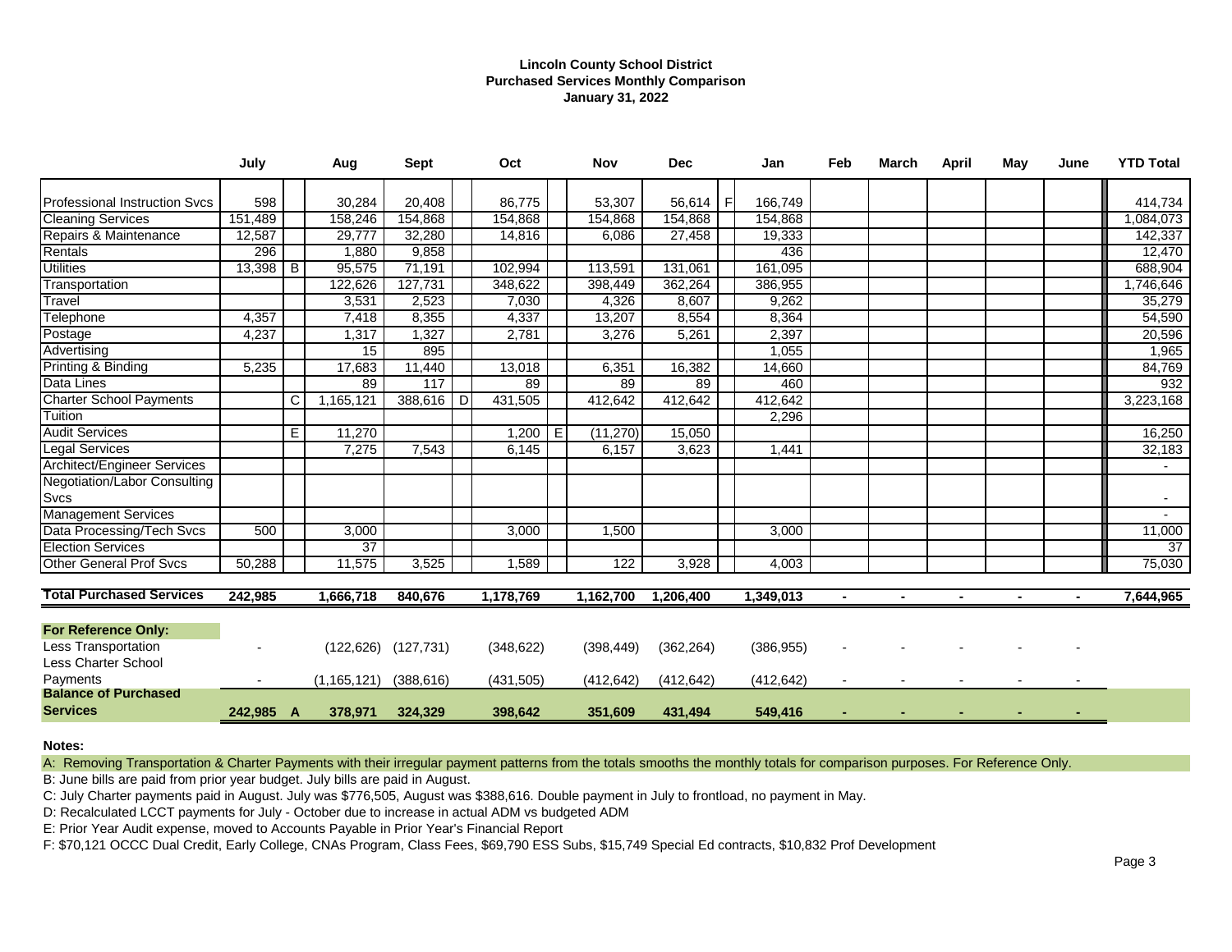# Lincoln County School District
## Purchased Services Monthly Comparison
### January 31, 2022

| | July | | Aug | Sept | | Oct | | Nov | Dec | | Jan | Feb | March | April | May | June | YTD Total |
|---|---|---|---|---|---|---|---|---|---|---|---|---|---|---|---|---|---|
| Professional Instruction Svcs | 598 | | 30,284 | 20,408 | | 86,775 | | 53,307 | 56,614 | F | 166,749 | | | | | | 414,734 |
| Cleaning Services | 151,489 | | 158,246 | 154,868 | | 154,868 | | 154,868 | 154,868 | | 154,868 | | | | | | 1,084,073 |
| Repairs & Maintenance | 12,587 | | 29,777 | 32,280 | | 14,816 | | 6,086 | 27,458 | | 19,333 | | | | | | 142,337 |
| Rentals | 296 | | 1,880 | 9,858 | | | | | | | 436 | | | | | | 12,470 |
| Utilities | 13,398 | B | 95,575 | 71,191 | | 102,994 | | 113,591 | 131,061 | | 161,095 | | | | | | 688,904 |
| Transportation | | | 122,626 | 127,731 | | 348,622 | | 398,449 | 362,264 | | 386,955 | | | | | | 1,746,646 |
| Travel | | | 3,531 | 2,523 | | 7,030 | | 4,326 | 8,607 | | 9,262 | | | | | | 35,279 |
| Telephone | 4,357 | | 7,418 | 8,355 | | 4,337 | | 13,207 | 8,554 | | 8,364 | | | | | | 54,590 |
| Postage | 4,237 | | 1,317 | 1,327 | | 2,781 | | 3,276 | 5,261 | | 2,397 | | | | | | 20,596 |
| Advertising | | | 15 | 895 | | | | | | | 1,055 | | | | | | 1,965 |
| Printing & Binding | 5,235 | | 17,683 | 11,440 | | 13,018 | | 6,351 | 16,382 | | 14,660 | | | | | | 84,769 |
| Data Lines | | | 89 | 117 | | 89 | | 89 | 89 | | 460 | | | | | | 932 |
| Charter School Payments | | C | 1,165,121 | 388,616 | D | 431,505 | | 412,642 | 412,642 | | 412,642 | | | | | | 3,223,168 |
| Tuition | | | | | | | | | | | 2,296 | | | | | | |
| Audit Services | | E | 11,270 | | | 1,200 | E | (11,270) | 15,050 | | | | | | | | 16,250 |
| Legal Services | | | 7,275 | 7,543 | | 6,145 | | 6,157 | 3,623 | | 1,441 | | | | | | 32,183 |
| Architect/Engineer Services | | | | | | | | | | | | | | | | | - |
| Negotiation/Labor Consulting Svcs | | | | | | | | | | | | | | | | | - |
| Management Services | | | | | | | | | | | | | | | | | - |
| Data Processing/Tech Svcs | 500 | | 3,000 | | | 3,000 | | 1,500 | | | 3,000 | | | | | | 11,000 |
| Election Services | | | 37 | | | | | | | | | | | | | | 37 |
| Other General Prof Svcs | 50,288 | | 11,575 | 3,525 | | 1,589 | | 122 | 3,928 | | 4,003 | | | | | | 75,030 |
| **Total Purchased Services** | **242,985** | | **1,666,718** | **840,676** | | **1,178,769** | | **1,162,700** | **1,206,400** | | **1,349,013** | **-** | **-** | **-** | **-** | **-** | **7,644,965** |
| **For Reference Only:** | | | | | | | | | | | | | | | | | |
| Less Transportation | - | | (122,626) | (127,731) | | (348,622) | | (398,449) | (362,264) | | (386,955) | - | - | - | - | - | |
| Less Charter School Payments | - | | (1,165,121) | (388,616) | | (431,505) | | (412,642) | (412,642) | | (412,642) | - | - | - | - | - | |
| **Balance of Purchased Services** | **242,985** | **A** | **378,971** | **324,329** | | **398,642** | | **351,609** | **431,494** | | **549,416** | **-** | **-** | **-** | **-** | **-** | |

**Notes:**

A: Removing Transportation & Charter Payments with their irregular payment patterns from the totals smooths the monthly totals for comparison purposes. For Reference Only.

B: June bills are paid from prior year budget. July bills are paid in August.

C: July Charter payments paid in August. July was $776,505, August was $388,616. Double payment in July to frontload, no payment in May.

D: Recalculated LCCT payments for July - October due to increase in actual ADM vs budgeted ADM

E: Prior Year Audit expense, moved to Accounts Payable in Prior Year's Financial Report

F: $70,121 OCCC Dual Credit, Early College, CNAs Program, Class Fees, $69,790 ESS Subs, $15,749 Special Ed contracts, $10,832 Prof Development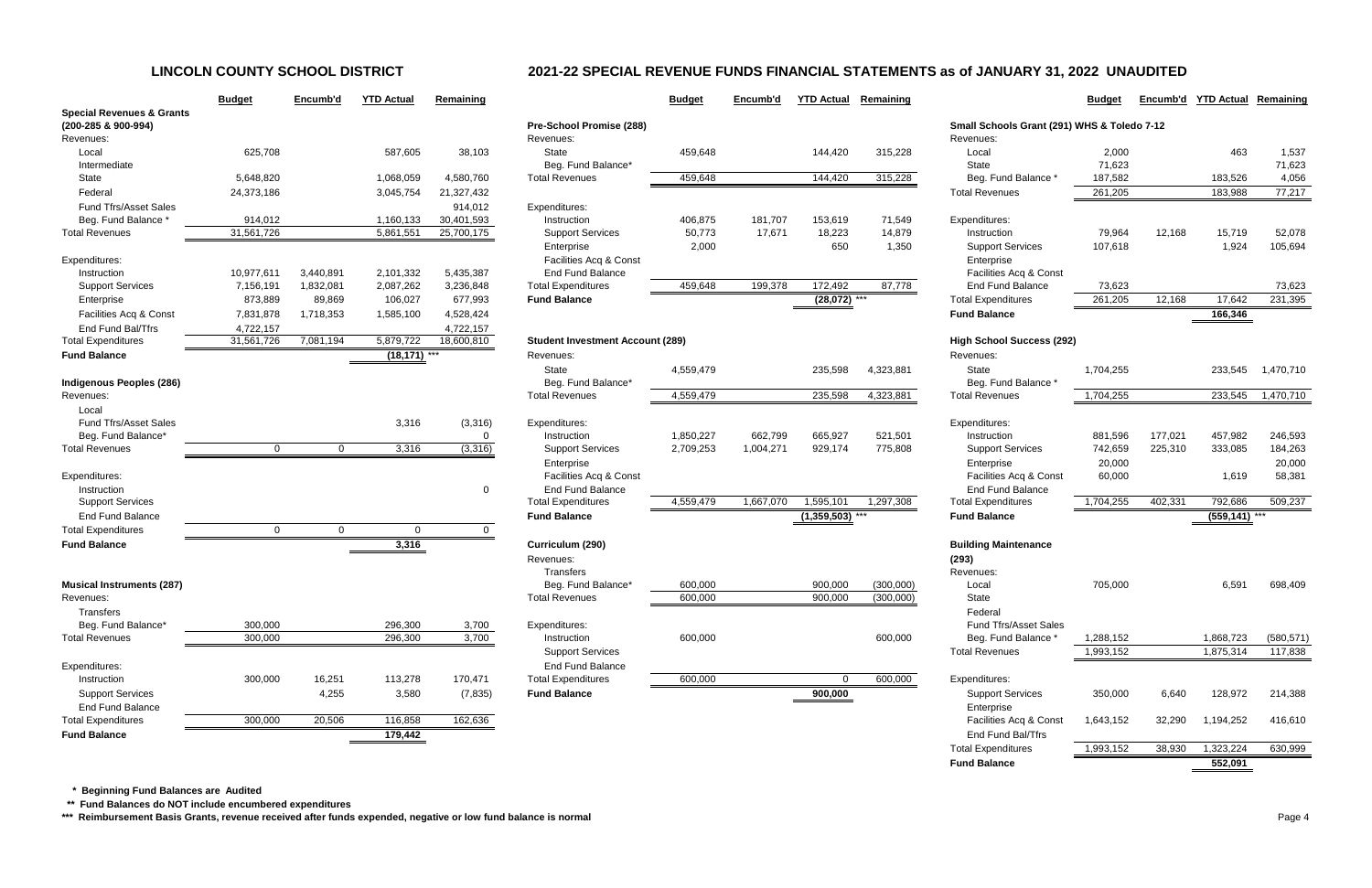## LINCOLN COUNTY SCHOOL DISTRICT

## 2021-22 SPECIAL REVENUE FUNDS FINANCIAL STATEMENTS as of JANUARY 31, 2022 UNAUDITED

| | Budget | Encumb'd | YTD Actual | Remaining |
|---|---|---|---|---|
| **Special Revenues & Grants (200-285 & 900-994)** | | | | |
| Revenues: | | | | |
| Local | 625,708 | | 587,605 | 38,103 |
| Intermediate | | | | |
| State | 5,648,820 | | 1,068,059 | 4,580,760 |
| Federal | 24,373,186 | | 3,045,754 | 21,327,432 |
| Fund Tfrs/Asset Sales | | | | 914,012 |
| Beg. Fund Balance * | 914,012 | | 1,160,133 | 30,401,593 |
| Total Revenues | 31,561,726 | | 5,861,551 | 25,700,175 |
| Expenditures: | | | | |
| Instruction | 10,977,611 | 3,440,891 | 2,101,332 | 5,435,387 |
| Support Services | 7,156,191 | 1,832,081 | 2,087,262 | 3,236,848 |
| Enterprise | 873,889 | 89,869 | 106,027 | 677,993 |
| Facilities Acq & Const | 7,831,878 | 1,718,353 | 1,585,100 | 4,528,424 |
| End Fund Bal/Tfrs | 4,722,157 | | | 4,722,157 |
| Total Expenditures | 31,561,726 | 7,081,194 | 5,879,722 | 18,600,810 |
| **Fund Balance** | | | (18,171) *** | |

| | Budget | Encumb'd | YTD Actual | Remaining |
|---|---|---|---|---|
| **Indigenous Peoples (286)** | | | | |
| Revenues: | | | | |
| Local | | | | |
| Fund Tfrs/Asset Sales | | | 3,316 | (3,316) |
| Beg. Fund Balance* | | | | 0 |
| Total Revenues | 0 | 0 | 3,316 | (3,316) |
| Expenditures: | | | | |
| Instruction | | | | 0 |
| Support Services | | | | |
| End Fund Balance | | | | |
| Total Expenditures | 0 | 0 | 0 | 0 |
| **Fund Balance** | | | 3,316 | |

| | Budget | Encumb'd | YTD Actual | Remaining |
|---|---|---|---|---|
| **Musical Instruments (287)** | | | | |
| Revenues: | | | | |
| Transfers | | | | |
| Beg. Fund Balance* | 300,000 | | 296,300 | 3,700 |
| Total Revenues | 300,000 | | 296,300 | 3,700 |
| Expenditures: | | | | |
| Instruction | 300,000 | 16,251 | 113,278 | 170,471 |
| Support Services | | 4,255 | 3,580 | (7,835) |
| End Fund Balance | | | | |
| Total Expenditures | 300,000 | 20,506 | 116,858 | 162,636 |
| **Fund Balance** | | | 179,442 | |

| | Budget | Encumb'd | YTD Actual | Remaining |
|---|---|---|---|---|
| **Pre-School Promise (288)** | | | | |
| Revenues: | | | | |
| State | 459,648 | | 144,420 | 315,228 |
| Beg. Fund Balance* | | | | |
| Total Revenues | 459,648 | | 144,420 | 315,228 |
| Expenditures: | | | | |
| Instruction | 406,875 | 181,707 | 153,619 | 71,549 |
| Support Services | 50,773 | 17,671 | 18,223 | 14,879 |
| Enterprise | 2,000 | | 650 | 1,350 |
| Facilities Acq & Const | | | | |
| End Fund Balance | | | | |
| Total Expenditures | 459,648 | 199,378 | 172,492 | 87,778 |
| **Fund Balance** | | | (28,072) *** | |

| | Budget | Encumb'd | YTD Actual | Remaining |
|---|---|---|---|---|
| **Student Investment Account (289)** | | | | |
| Revenues: | | | | |
| State | 4,559,479 | | 235,598 | 4,323,881 |
| Beg. Fund Balance* | | | | |
| Total Revenues | 4,559,479 | | 235,598 | 4,323,881 |
| Expenditures: | | | | |
| Instruction | 1,850,227 | 662,799 | 665,927 | 521,501 |
| Support Services | 2,709,253 | 1,004,271 | 929,174 | 775,808 |
| Enterprise | | | | |
| Facilities Acq & Const | | | | |
| End Fund Balance | | | | |
| Total Expenditures | 4,559,479 | 1,667,070 | 1,595,101 | 1,297,308 |
| **Fund Balance** | | | (1,359,503) *** | |

| | Budget | Encumb'd | YTD Actual | Remaining |
|---|---|---|---|---|
| **Curriculum (290)** | | | | |
| Revenues: | | | | |
| Transfers | | | | |
| Beg. Fund Balance* | 600,000 | | 900,000 | (300,000) |
| Total Revenues | 600,000 | | 900,000 | (300,000) |
| Expenditures: | | | | |
| Instruction | 600,000 | | | 600,000 |
| Support Services | | | | |
| End Fund Balance | | | | |
| Total Expenditures | 600,000 | | 0 | 600,000 |
| **Fund Balance** | | | 900,000 | |

| | Budget | Encumb'd | YTD Actual | Remaining |
|---|---|---|---|---|
| **Small Schools Grant (291) WHS & Toledo 7-12** | | | | |
| Revenues: | | | | |
| Local | 2,000 | | 463 | 1,537 |
| State | 71,623 | | | 71,623 |
| Beg. Fund Balance * | 187,582 | | 183,526 | 4,056 |
| Total Revenues | 261,205 | | 183,988 | 77,217 |
| Expenditures: | | | | |
| Instruction | 79,964 | 12,168 | 15,719 | 52,078 |
| Support Services | 107,618 | | 1,924 | 105,694 |
| Enterprise | | | | |
| Facilities Acq & Const | | | | |
| End Fund Balance | 73,623 | | | 73,623 |
| Total Expenditures | 261,205 | 12,168 | 17,642 | 231,395 |
| **Fund Balance** | | | 166,346 | |

| | Budget | Encumb'd | YTD Actual | Remaining |
|---|---|---|---|---|
| **High School Success (292)** | | | | |
| Revenues: | | | | |
| State | 1,704,255 | | 233,545 | 1,470,710 |
| Beg. Fund Balance * | | | | |
| Total Revenues | 1,704,255 | | 233,545 | 1,470,710 |
| Expenditures: | | | | |
| Instruction | 881,596 | 177,021 | 457,982 | 246,593 |
| Support Services | 742,659 | 225,310 | 333,085 | 184,263 |
| Enterprise | 20,000 | | | 20,000 |
| Facilities Acq & Const | 60,000 | | 1,619 | 58,381 |
| End Fund Balance | | | | |
| Total Expenditures | 1,704,255 | 402,331 | 792,686 | 509,237 |
| **Fund Balance** | | | (559,141) *** | |

| | Budget | Encumb'd | YTD Actual | Remaining |
|---|---|---|---|---|
| **Building Maintenance (293)** | | | | |
| Revenues: | | | | |
| Local | 705,000 | | 6,591 | 698,409 |
| State | | | | |
| Federal | | | | |
| Fund Tfrs/Asset Sales | | | | |
| Beg. Fund Balance * | 1,288,152 | | 1,868,723 | (580,571) |
| Total Revenues | 1,993,152 | | 1,875,314 | 117,838 |
| Expenditures: | | | | |
| Support Services | 350,000 | 6,640 | 128,972 | 214,388 |
| Enterprise | | | | |
| Facilities Acq & Const | 1,643,152 | 32,290 | 1,194,252 | 416,610 |
| End Fund Bal/Tfrs | | | | |
| Total Expenditures | 1,993,152 | 38,930 | 1,323,224 | 630,999 |
| **Fund Balance** | | | 552,091 | |

**\* Beginning Fund Balances are Audited**

**\*\* Fund Balances do NOT include encumbered expenditures**

**\*\*\* Reimbursement Basis Grants, revenue received after funds expended, negative or low fund balance is normal**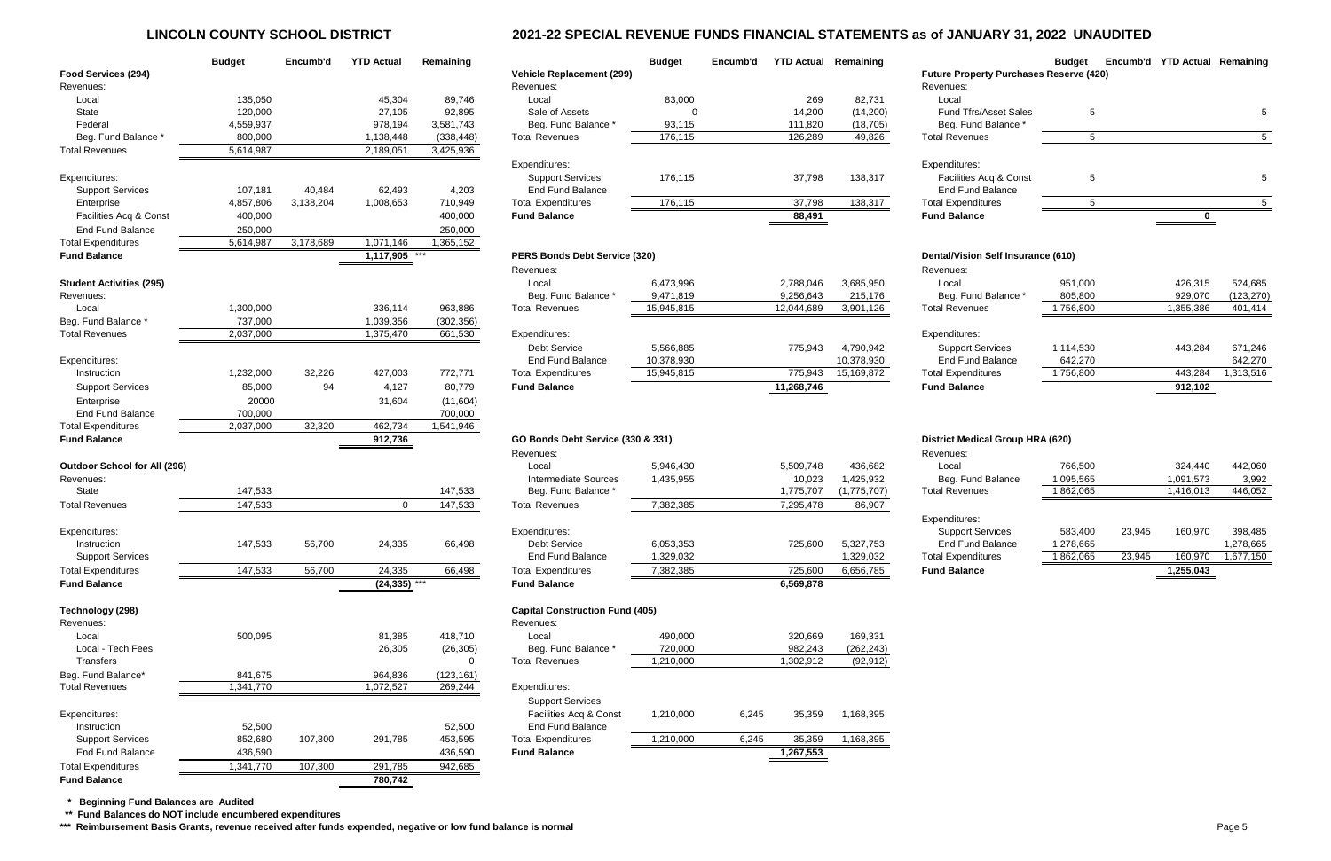# LINCOLN COUNTY SCHOOL DISTRICT

# 2021-22 SPECIAL REVENUE FUNDS FINANCIAL STATEMENTS as of JANUARY 31, 2022 UNAUDITED

| | Budget | Encumb'd | YTD Actual | Remaining |
|---|---|---|---|---|
| **Food Services (294)** | | | | |
| Revenues: | | | | |
| Local | 135,050 | | 45,304 | 89,746 |
| State | 120,000 | | 27,105 | 92,895 |
| Federal | 4,559,937 | | 978,194 | 3,581,743 |
| Beg. Fund Balance * | 800,000 | | 1,138,448 | (338,448) |
| Total Revenues | 5,614,987 | | 2,189,051 | 3,425,936 |
| Expenditures: | | | | |
| Support Services | 107,181 | 40,484 | 62,493 | 4,203 |
| Enterprise | 4,857,806 | 3,138,204 | 1,008,653 | 710,949 |
| Facilities Acq & Const | 400,000 | | | 400,000 |
| End Fund Balance | 250,000 | | | 250,000 |
| Total Expenditures | 5,614,987 | 3,178,689 | 1,071,146 | 1,365,152 |
| **Fund Balance** | | | 1,117,905 *** | |
| **Student Activities (295)** | | | | |
| Revenues: | | | | |
| Local | 1,300,000 | | 336,114 | 963,886 |
| Beg. Fund Balance * | 737,000 | | 1,039,356 | (302,356) |
| Total Revenues | 2,037,000 | | 1,375,470 | 661,530 |
| Expenditures: | | | | |
| Instruction | 1,232,000 | 32,226 | 427,003 | 772,771 |
| Support Services | 85,000 | 94 | 4,127 | 80,779 |
| Enterprise | 20000 | | 31,604 | (11,604) |
| End Fund Balance | 700,000 | | | 700,000 |
| Total Expenditures | 2,037,000 | 32,320 | 462,734 | 1,541,946 |
| **Fund Balance** | | | 912,736 | |
| **Outdoor School for All (296)** | | | | |
| Revenues: | | | | |
| State | 147,533 | | | 147,533 |
| Total Revenues | 147,533 | | 0 | 147,533 |
| Expenditures: | | | | |
| Instruction | 147,533 | 56,700 | 24,335 | 66,498 |
| Support Services | | | | |
| Total Expenditures | 147,533 | 56,700 | 24,335 | 66,498 |
| **Fund Balance** | | | (24,335) *** | |
| **Technology (298)** | | | | |
| Revenues: | | | | |
| Local | 500,095 | | 81,385 | 418,710 |
| Local - Tech Fees | | | 26,305 | (26,305) |
| Transfers | | | | 0 |
| Beg. Fund Balance* | 841,675 | | 964,836 | (123,161) |
| Total Revenues | 1,341,770 | | 1,072,527 | 269,244 |
| Expenditures: | | | | |
| Instruction | 52,500 | | | 52,500 |
| Support Services | 852,680 | 107,300 | 291,785 | 453,595 |
| End Fund Balance | 436,590 | | | 436,590 |
| Total Expenditures | 1,341,770 | 107,300 | 291,785 | 942,685 |
| **Fund Balance** | | | 780,742 | |

| | Budget | Encumb'd | YTD Actual | Remaining |
|---|---|---|---|---|
| **Vehicle Replacement (299)** | | | | |
| Revenues: | | | | |
| Local | 83,000 | | 269 | 82,731 |
| Sale of Assets | 0 | | 14,200 | (14,200) |
| Beg. Fund Balance * | 93,115 | | 111,820 | (18,705) |
| Total Revenues | 176,115 | | 126,289 | 49,826 |
| Expenditures: | | | | |
| Support Services | 176,115 | | 37,798 | 138,317 |
| End Fund Balance | | | | |
| Total Expenditures | 176,115 | | 37,798 | 138,317 |
| **Fund Balance** | | | 88,491 | |
| **PERS Bonds Debt Service (320)** | | | | |
| Revenues: | | | | |
| Local | 6,473,996 | | 2,788,046 | 3,685,950 |
| Beg. Fund Balance * | 9,471,819 | | 9,256,643 | 215,176 |
| Total Revenues | 15,945,815 | | 12,044,689 | 3,901,126 |
| Expenditures: | | | | |
| Debt Service | 5,566,885 | | 775,943 | 4,790,942 |
| End Fund Balance | 10,378,930 | | | 10,378,930 |
| Total Expenditures | 15,945,815 | | 775,943 | 15,169,872 |
| **Fund Balance** | | | 11,268,746 | |
| **GO Bonds Debt Service (330 & 331)** | | | | |
| Revenues: | | | | |
| Local | 5,946,430 | | 5,509,748 | 436,682 |
| Intermediate Sources | 1,435,955 | | 10,023 | 1,425,932 |
| Beg. Fund Balance * | | | 1,775,707 | (1,775,707) |
| Total Revenues | 7,382,385 | | 7,295,478 | 86,907 |
| Expenditures: | | | | |
| Debt Service | 6,053,353 | | 725,600 | 5,327,753 |
| End Fund Balance | 1,329,032 | | | 1,329,032 |
| Total Expenditures | 7,382,385 | | 725,600 | 6,656,785 |
| **Fund Balance** | | | 6,569,878 | |
| **Capital Construction Fund (405)** | | | | |
| Revenues: | | | | |
| Local | 490,000 | | 320,669 | 169,331 |
| Beg. Fund Balance * | 720,000 | | 982,243 | (262,243) |
| Total Revenues | 1,210,000 | | 1,302,912 | (92,912) |
| Expenditures: | | | | |
| Support Services | | | | |
| Facilities Acq & Const | 1,210,000 | 6,245 | 35,359 | 1,168,395 |
| End Fund Balance | | | | |
| Total Expenditures | 1,210,000 | 6,245 | 35,359 | 1,168,395 |
| **Fund Balance** | | | 1,267,553 | |

| | Budget | Encumb'd | YTD Actual | Remaining |
|---|---|---|---|---|
| **Future Property Purchases Reserve (420)** | | | | |
| Revenues: | | | | |
| Local | | | | |
| Fund Tfrs/Asset Sales | 5 | | | 5 |
| Beg. Fund Balance * | | | | |
| Total Revenues | 5 | | | 5 |
| Expenditures: | | | | |
| Facilities Acq & Const | 5 | | | 5 |
| End Fund Balance | | | | |
| Total Expenditures | 5 | | | 5 |
| **Fund Balance** | | | 0 | |
| **Dental/Vision Self Insurance (610)** | | | | |
| Revenues: | | | | |
| Local | 951,000 | | 426,315 | 524,685 |
| Beg. Fund Balance * | 805,800 | | 929,070 | (123,270) |
| Total Revenues | 1,756,800 | | 1,355,386 | 401,414 |
| Expenditures: | | | | |
| Support Services | 1,114,530 | | 443,284 | 671,246 |
| End Fund Balance | 642,270 | | | 642,270 |
| Total Expenditures | 1,756,800 | | 443,284 | 1,313,516 |
| **Fund Balance** | | | 912,102 | |
| **District Medical Group HRA (620)** | | | | |
| Revenues: | | | | |
| Local | 766,500 | | 324,440 | 442,060 |
| Beg. Fund Balance | 1,095,565 | | 1,091,573 | 3,992 |
| Total Revenues | 1,862,065 | | 1,416,013 | 446,052 |
| Expenditures: | | | | |
| Support Services | 583,400 | 23,945 | 160,970 | 398,485 |
| End Fund Balance | 1,278,665 | | | 1,278,665 |
| Total Expenditures | 1,862,065 | 23,945 | 160,970 | 1,677,150 |
| **Fund Balance** | | | 1,255,043 | |

**\* Beginning Fund Balances are Audited**

**\*\* Fund Balances do NOT include encumbered expenditures**

**\*\*\* Reimbursement Basis Grants, revenue received after funds expended, negative or low fund balance is normal**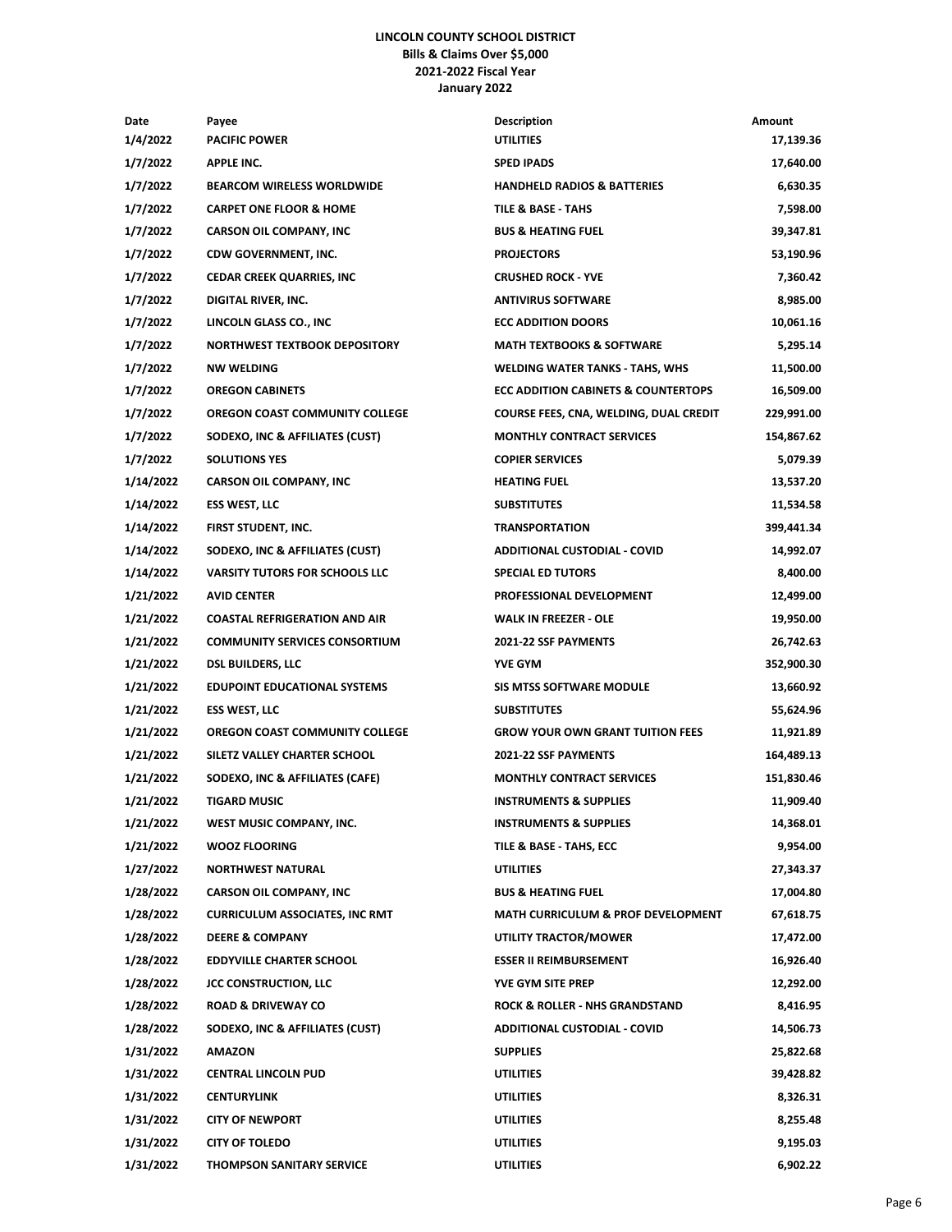**LINCOLN COUNTY SCHOOL DISTRICT**
**Bills & Claims Over $5,000**
**2021-2022 Fiscal Year**
**January 2022**

| Date | Payee | Description | Amount |
|---|---|---|---|
| 1/4/2022 | PACIFIC POWER | UTILITIES | 17,139.36 |
| 1/7/2022 | APPLE INC. | SPED IPADS | 17,640.00 |
| 1/7/2022 | BEARCOM WIRELESS WORLDWIDE | HANDHELD RADIOS & BATTERIES | 6,630.35 |
| 1/7/2022 | CARPET ONE FLOOR & HOME | TILE & BASE - TAHS | 7,598.00 |
| 1/7/2022 | CARSON OIL COMPANY, INC | BUS & HEATING FUEL | 39,347.81 |
| 1/7/2022 | CDW GOVERNMENT, INC. | PROJECTORS | 53,190.96 |
| 1/7/2022 | CEDAR CREEK QUARRIES, INC | CRUSHED ROCK - YVE | 7,360.42 |
| 1/7/2022 | DIGITAL RIVER, INC. | ANTIVIRUS SOFTWARE | 8,985.00 |
| 1/7/2022 | LINCOLN GLASS CO., INC | ECC ADDITION DOORS | 10,061.16 |
| 1/7/2022 | NORTHWEST TEXTBOOK DEPOSITORY | MATH TEXTBOOKS & SOFTWARE | 5,295.14 |
| 1/7/2022 | NW WELDING | WELDING WATER TANKS - TAHS, WHS | 11,500.00 |
| 1/7/2022 | OREGON CABINETS | ECC ADDITION CABINETS & COUNTERTOPS | 16,509.00 |
| 1/7/2022 | OREGON COAST COMMUNITY COLLEGE | COURSE FEES, CNA, WELDING, DUAL CREDIT | 229,991.00 |
| 1/7/2022 | SODEXO, INC & AFFILIATES (CUST) | MONTHLY CONTRACT SERVICES | 154,867.62 |
| 1/7/2022 | SOLUTIONS YES | COPIER SERVICES | 5,079.39 |
| 1/14/2022 | CARSON OIL COMPANY, INC | HEATING FUEL | 13,537.20 |
| 1/14/2022 | ESS WEST, LLC | SUBSTITUTES | 11,534.58 |
| 1/14/2022 | FIRST STUDENT, INC. | TRANSPORTATION | 399,441.34 |
| 1/14/2022 | SODEXO, INC & AFFILIATES (CUST) | ADDITIONAL CUSTODIAL - COVID | 14,992.07 |
| 1/14/2022 | VARSITY TUTORS FOR SCHOOLS LLC | SPECIAL ED TUTORS | 8,400.00 |
| 1/21/2022 | AVID CENTER | PROFESSIONAL DEVELOPMENT | 12,499.00 |
| 1/21/2022 | COASTAL REFRIGERATION AND AIR | WALK IN FREEZER - OLE | 19,950.00 |
| 1/21/2022 | COMMUNITY SERVICES CONSORTIUM | 2021-22 SSF PAYMENTS | 26,742.63 |
| 1/21/2022 | DSL BUILDERS, LLC | YVE GYM | 352,900.30 |
| 1/21/2022 | EDUPOINT EDUCATIONAL SYSTEMS | SIS MTSS SOFTWARE MODULE | 13,660.92 |
| 1/21/2022 | ESS WEST, LLC | SUBSTITUTES | 55,624.96 |
| 1/21/2022 | OREGON COAST COMMUNITY COLLEGE | GROW YOUR OWN GRANT TUITION FEES | 11,921.89 |
| 1/21/2022 | SILETZ VALLEY CHARTER SCHOOL | 2021-22 SSF PAYMENTS | 164,489.13 |
| 1/21/2022 | SODEXO, INC & AFFILIATES (CAFE) | MONTHLY CONTRACT SERVICES | 151,830.46 |
| 1/21/2022 | TIGARD MUSIC | INSTRUMENTS & SUPPLIES | 11,909.40 |
| 1/21/2022 | WEST MUSIC COMPANY, INC. | INSTRUMENTS & SUPPLIES | 14,368.01 |
| 1/21/2022 | WOOZ FLOORING | TILE & BASE - TAHS, ECC | 9,954.00 |
| 1/27/2022 | NORTHWEST NATURAL | UTILITIES | 27,343.37 |
| 1/28/2022 | CARSON OIL COMPANY, INC | BUS & HEATING FUEL | 17,004.80 |
| 1/28/2022 | CURRICULUM ASSOCIATES, INC RMT | MATH CURRICULUM & PROF DEVELOPMENT | 67,618.75 |
| 1/28/2022 | DEERE & COMPANY | UTILITY TRACTOR/MOWER | 17,472.00 |
| 1/28/2022 | EDDYVILLE CHARTER SCHOOL | ESSER II REIMBURSEMENT | 16,926.40 |
| 1/28/2022 | JCC CONSTRUCTION, LLC | YVE GYM SITE PREP | 12,292.00 |
| 1/28/2022 | ROAD & DRIVEWAY CO | ROCK & ROLLER - NHS GRANDSTAND | 8,416.95 |
| 1/28/2022 | SODEXO, INC & AFFILIATES (CUST) | ADDITIONAL CUSTODIAL - COVID | 14,506.73 |
| 1/31/2022 | AMAZON | SUPPLIES | 25,822.68 |
| 1/31/2022 | CENTRAL LINCOLN PUD | UTILITIES | 39,428.82 |
| 1/31/2022 | CENTURYLINK | UTILITIES | 8,326.31 |
| 1/31/2022 | CITY OF NEWPORT | UTILITIES | 8,255.48 |
| 1/31/2022 | CITY OF TOLEDO | UTILITIES | 9,195.03 |
| 1/31/2022 | THOMPSON SANITARY SERVICE | UTILITIES | 6,902.22 |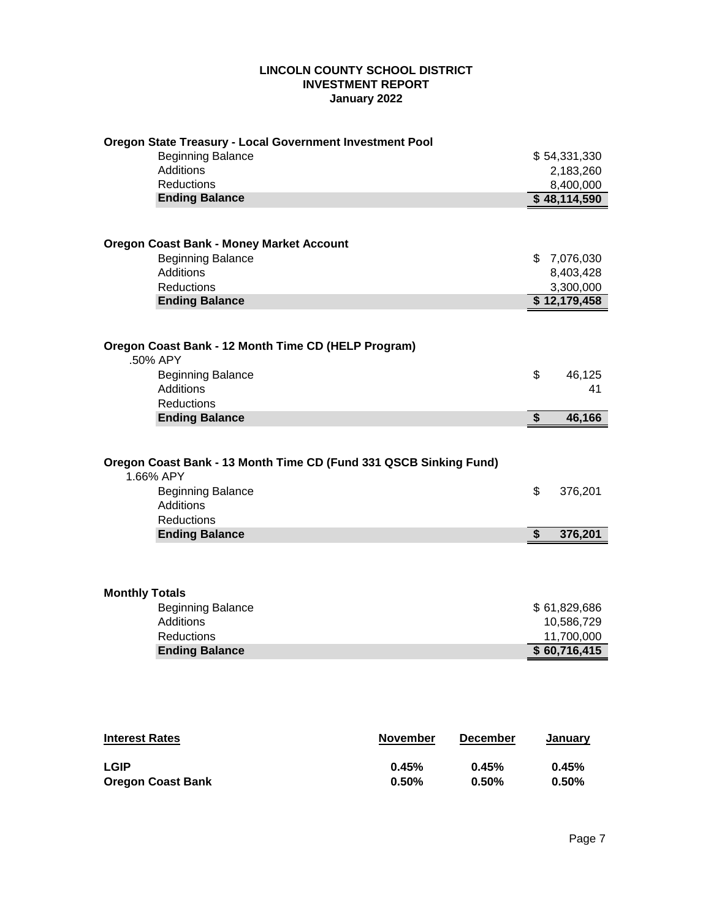# LINCOLN COUNTY SCHOOL DISTRICT
## INVESTMENT REPORT
### January 2022

**Oregon State Treasury - Local Government Investment Pool**

| | |
|---|---|
| Beginning Balance | $ 54,331,330 |
| Additions | 2,183,260 |
| Reductions | 8,400,000 |
| **Ending Balance** | **$ 48,114,590** |

**Oregon Coast Bank - Money Market Account**

| | |
|---|---|
| Beginning Balance | $ 7,076,030 |
| Additions | 8,403,428 |
| Reductions | 3,300,000 |
| **Ending Balance** | **$ 12,179,458** |

**Oregon Coast Bank - 12 Month Time CD (HELP Program)**

.50% APY

| | |
|---|---|
| Beginning Balance | $ 46,125 |
| Additions | 41 |
| Reductions | |
| **Ending Balance** | **$ 46,166** |

**Oregon Coast Bank - 13 Month Time CD (Fund 331 QSCB Sinking Fund)**

1.66% APY

| | |
|---|---|
| Beginning Balance | $ 376,201 |
| Additions | |
| Reductions | |
| **Ending Balance** | **$ 376,201** |

**Monthly Totals**

| | |
|---|---|
| Beginning Balance | $ 61,829,686 |
| Additions | 10,586,729 |
| Reductions | 11,700,000 |
| **Ending Balance** | **$ 60,716,415** |

| **Interest Rates** | **November** | **December** | **January** |
|---|---|---|---|
| **LGIP** | **0.45%** | **0.45%** | **0.45%** |
| **Oregon Coast Bank** | **0.50%** | **0.50%** | **0.50%** |